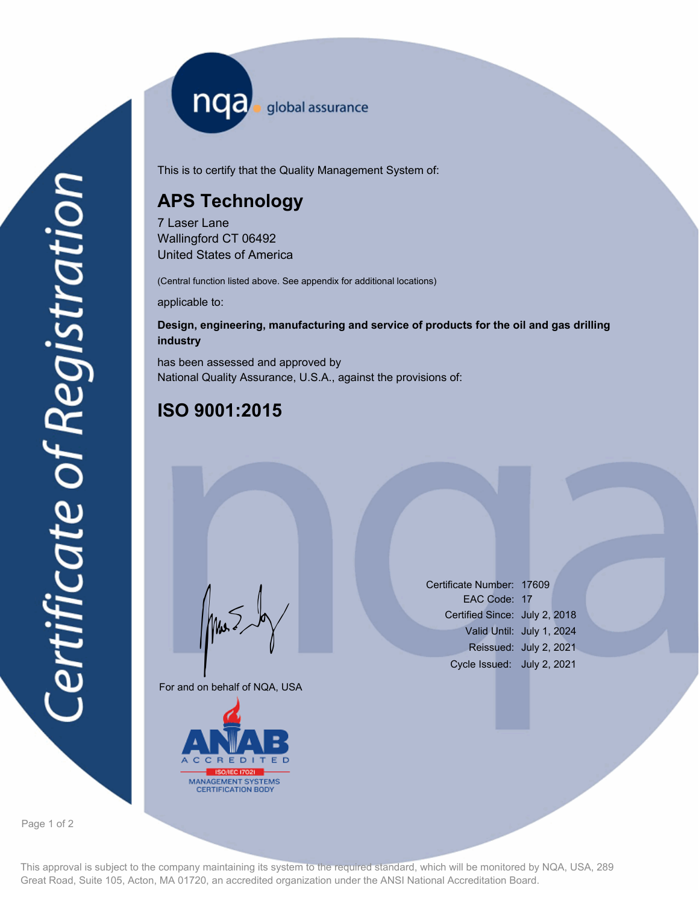# Certificate of Registration

nqa global assurance

This is to certify that the Quality Management System of:

## APS Technology

7 Laser Lane
Wallingford CT 06492
United States of America

(Central function listed above. See appendix for additional locations)

applicable to:

**Design, engineering, manufacturing and service of products for the oil and gas drilling industry**

has been assessed and approved by
National Quality Assurance, U.S.A., against the provisions of:

## ISO 9001:2015

For and on behalf of NQA, USA

ANAB ACCREDITED
ISO/IEC 17021
MANAGEMENT SYSTEMS CERTIFICATION BODY

Certificate Number: 17609
EAC Code: 17
Certified Since: July 2, 2018
Valid Until: July 1, 2024
Reissued: July 2, 2021
Cycle Issued: July 2, 2021

This approval is subject to the company maintaining its system to the required standard, which will be monitored by NQA, USA, 289 Great Road, Suite 105, Acton, MA 01720, an accredited organization under the ANSI National Accreditation Board.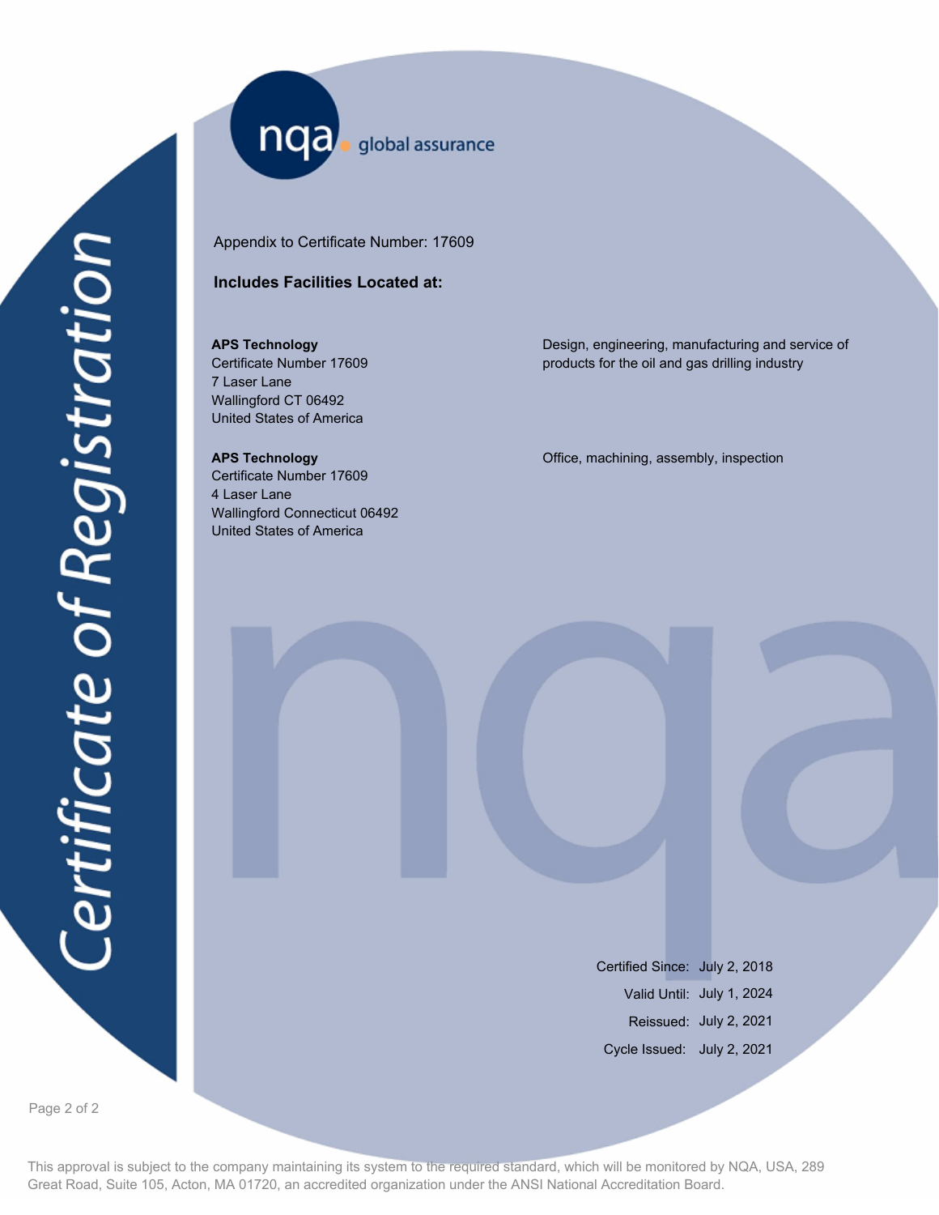Certificate of Registration

nqa global assurance

Appendix to Certificate Number: 17609

**Includes Facilities Located at:**

| | |
|---|---|
| **APS Technology**<br>Certificate Number 17609<br>7 Laser Lane<br>Wallingford CT 06492<br>United States of America | Design, engineering, manufacturing and service of products for the oil and gas drilling industry |
| **APS Technology**<br>Certificate Number 17609<br>4 Laser Lane<br>Wallingford Connecticut 06492<br>United States of America | Office, machining, assembly, inspection |

Certified Since: July 2, 2018

Valid Until: July 1, 2024

Reissued: July 2, 2021

Cycle Issued: July 2, 2021

This approval is subject to the company maintaining its system to the required standard, which will be monitored by NQA, USA, 289 Great Road, Suite 105, Acton, MA 01720, an accredited organization under the ANSI National Accreditation Board.